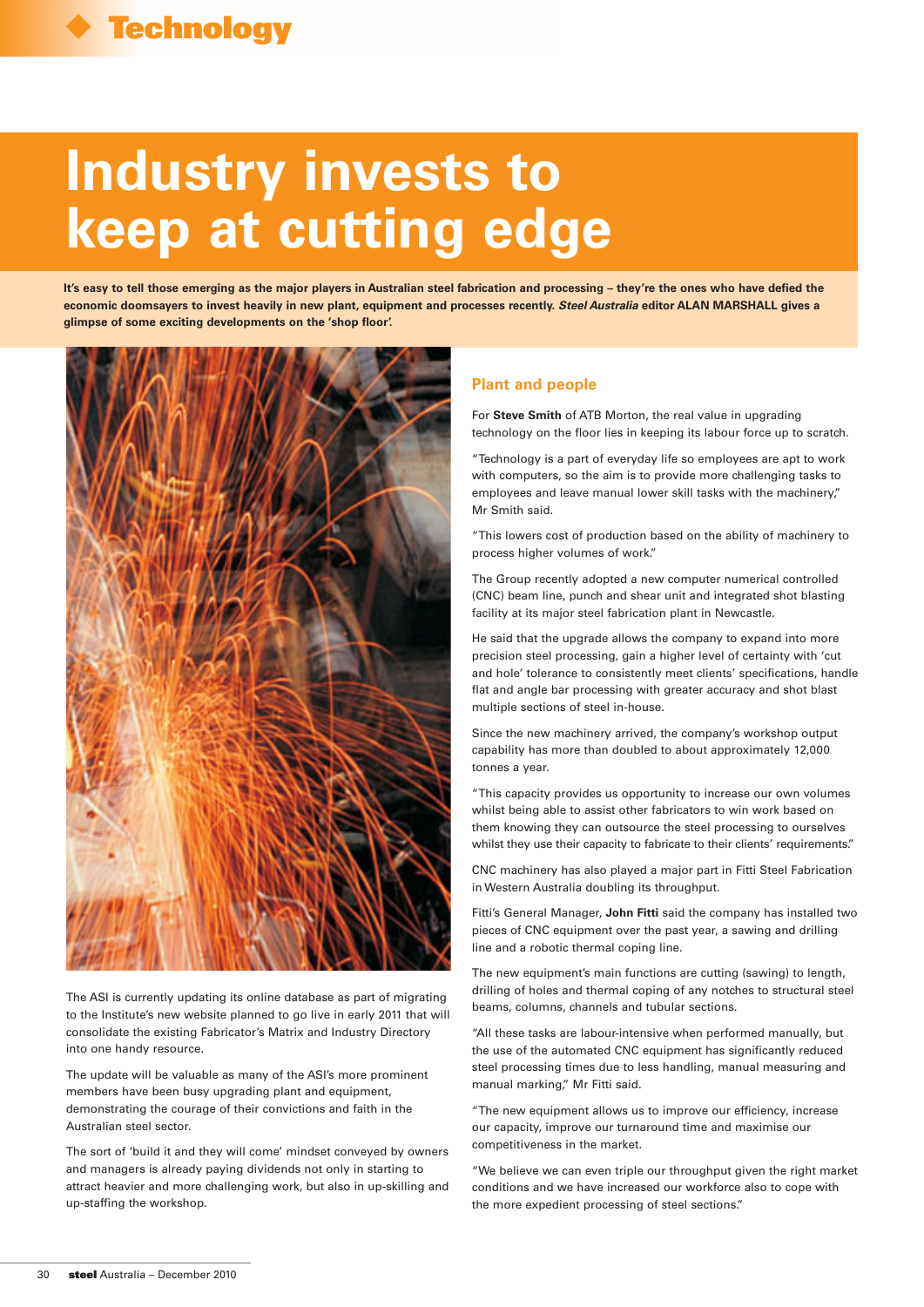# Industry invests to keep at cutting edge

**It's easy to tell those emerging as the major players in Australian steel fabrication and processing – they're the ones who have defied the economic doomsayers to invest heavily in new plant, equipment and processes recently. *Steel Australia* editor ALAN MARSHALL gives a glimpse of some exciting developments on the 'shop floor'.**

The ASI is currently updating its online database as part of migrating to the Institute's new website planned to go live in early 2011 that will consolidate the existing Fabricator's Matrix and Industry Directory into one handy resource.

The update will be valuable as many of the ASI's more prominent members have been busy upgrading plant and equipment, demonstrating the courage of their convictions and faith in the Australian steel sector.

The sort of 'build it and they will come' mindset conveyed by owners and managers is already paying dividends not only in starting to attract heavier and more challenging work, but also in up-skilling and up-staffing the workshop.

## Plant and people

For **Steve Smith** of ATB Morton, the real value in upgrading technology on the floor lies in keeping its labour force up to scratch.

"Technology is a part of everyday life so employees are apt to work with computers, so the aim is to provide more challenging tasks to employees and leave manual lower skill tasks with the machinery," Mr Smith said.

"This lowers cost of production based on the ability of machinery to process higher volumes of work."

The Group recently adopted a new computer numerical controlled (CNC) beam line, punch and shear unit and integrated shot blasting facility at its major steel fabrication plant in Newcastle.

He said that the upgrade allows the company to expand into more precision steel processing, gain a higher level of certainty with 'cut and hole' tolerance to consistently meet clients' specifications, handle flat and angle bar processing with greater accuracy and shot blast multiple sections of steel in-house.

Since the new machinery arrived, the company's workshop output capability has more than doubled to about approximately 12,000 tonnes a year.

"This capacity provides us opportunity to increase our own volumes whilst being able to assist other fabricators to win work based on them knowing they can outsource the steel processing to ourselves whilst they use their capacity to fabricate to their clients' requirements."

CNC machinery has also played a major part in Fitti Steel Fabrication in Western Australia doubling its throughput.

Fitti's General Manager, **John Fitti** said the company has installed two pieces of CNC equipment over the past year, a sawing and drilling line and a robotic thermal coping line.

The new equipment's main functions are cutting (sawing) to length, drilling of holes and thermal coping of any notches to structural steel beams, columns, channels and tubular sections.

"All these tasks are labour-intensive when performed manually, but the use of the automated CNC equipment has significantly reduced steel processing times due to less handling, manual measuring and manual marking," Mr Fitti said.

"The new equipment allows us to improve our efficiency, increase our capacity, improve our turnaround time and maximise our competitiveness in the market.

"We believe we can even triple our throughput given the right market conditions and we have increased our workforce also to cope with the more expedient processing of steel sections."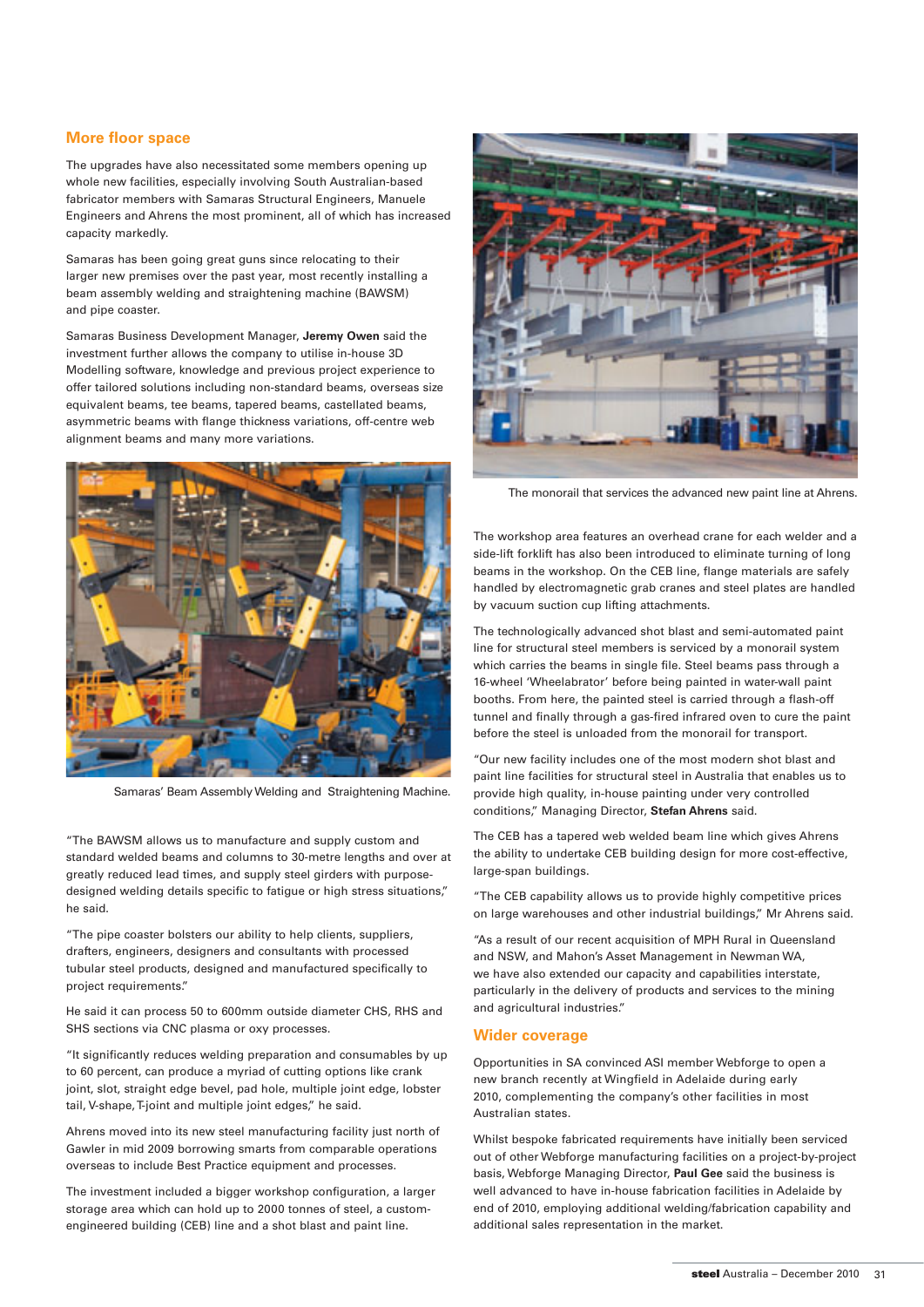## More floor space

The upgrades have also necessitated some members opening up whole new facilities, especially involving South Australian-based fabricator members with Samaras Structural Engineers, Manuele Engineers and Ahrens the most prominent, all of which has increased capacity markedly.

Samaras has been going great guns since relocating to their larger new premises over the past year, most recently installing a beam assembly welding and straightening machine (BAWSM) and pipe coaster.

Samaras Business Development Manager, **Jeremy Owen** said the investment further allows the company to utilise in-house 3D Modelling software, knowledge and previous project experience to offer tailored solutions including non-standard beams, overseas size equivalent beams, tee beams, tapered beams, castellated beams, asymmetric beams with flange thickness variations, off-centre web alignment beams and many more variations.

Samaras' Beam Assembly Welding and Straightening Machine.

"The BAWSM allows us to manufacture and supply custom and standard welded beams and columns to 30-metre lengths and over at greatly reduced lead times, and supply steel girders with purpose-designed welding details specific to fatigue or high stress situations," he said.

"The pipe coaster bolsters our ability to help clients, suppliers, drafters, engineers, designers and consultants with processed tubular steel products, designed and manufactured specifically to project requirements."

He said it can process 50 to 600mm outside diameter CHS, RHS and SHS sections via CNC plasma or oxy processes.

"It significantly reduces welding preparation and consumables by up to 60 percent, can produce a myriad of cutting options like crank joint, slot, straight edge bevel, pad hole, multiple joint edge, lobster tail, V-shape, T-joint and multiple joint edges," he said.

Ahrens moved into its new steel manufacturing facility just north of Gawler in mid 2009 borrowing smarts from comparable operations overseas to include Best Practice equipment and processes.

The investment included a bigger workshop configuration, a larger storage area which can hold up to 2000 tonnes of steel, a custom-engineered building (CEB) line and a shot blast and paint line.

The monorail that services the advanced new paint line at Ahrens.

The workshop area features an overhead crane for each welder and a side-lift forklift has also been introduced to eliminate turning of long beams in the workshop. On the CEB line, flange materials are safely handled by electromagnetic grab cranes and steel plates are handled by vacuum suction cup lifting attachments.

The technologically advanced shot blast and semi-automated paint line for structural steel members is serviced by a monorail system which carries the beams in single file. Steel beams pass through a 16-wheel 'Wheelabrator' before being painted in water-wall paint booths. From here, the painted steel is carried through a flash-off tunnel and finally through a gas-fired infrared oven to cure the paint before the steel is unloaded from the monorail for transport.

"Our new facility includes one of the most modern shot blast and paint line facilities for structural steel in Australia that enables us to provide high quality, in-house painting under very controlled conditions," Managing Director, **Stefan Ahrens** said.

The CEB has a tapered web welded beam line which gives Ahrens the ability to undertake CEB building design for more cost-effective, large-span buildings.

"The CEB capability allows us to provide highly competitive prices on large warehouses and other industrial buildings," Mr Ahrens said.

"As a result of our recent acquisition of MPH Rural in Queensland and NSW, and Mahon's Asset Management in Newman WA, we have also extended our capacity and capabilities interstate, particularly in the delivery of products and services to the mining and agricultural industries."

## Wider coverage

Opportunities in SA convinced ASI member Webforge to open a new branch recently at Wingfield in Adelaide during early 2010, complementing the company's other facilities in most Australian states.

Whilst bespoke fabricated requirements have initially been serviced out of other Webforge manufacturing facilities on a project-by-project basis, Webforge Managing Director, **Paul Gee** said the business is well advanced to have in-house fabrication facilities in Adelaide by end of 2010, employing additional welding/fabrication capability and additional sales representation in the market.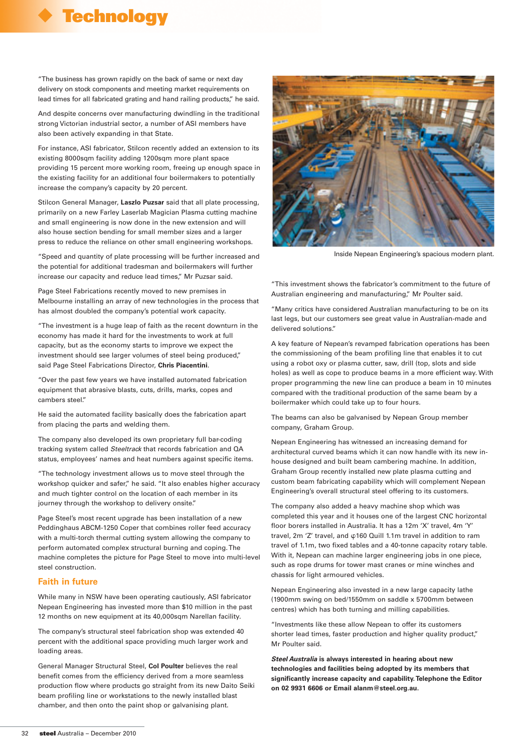"The business has grown rapidly on the back of same or next day delivery on stock components and meeting market requirements on lead times for all fabricated grating and hand railing products," he said.

And despite concerns over manufacturing dwindling in the traditional strong Victorian industrial sector, a number of ASI members have also been actively expanding in that State.

For instance, ASI fabricator, Stilcon recently added an extension to its existing 8000sqm facility adding 1200sqm more plant space providing 15 percent more working room, freeing up enough space in the existing facility for an additional four boilermakers to potentially increase the company's capacity by 20 percent.

Stilcon General Manager, **Laszlo Puzsar** said that all plate processing, primarily on a new Farley Laserlab Magician Plasma cutting machine and small engineering is now done in the new extension and will also house section bending for small member sizes and a larger press to reduce the reliance on other small engineering workshops.

"Speed and quantity of plate processing will be further increased and the potential for additional tradesman and boilermakers will further increase our capacity and reduce lead times," Mr Puzsar said.

Page Steel Fabrications recently moved to new premises in Melbourne installing an array of new technologies in the process that has almost doubled the company's potential work capacity.

"The investment is a huge leap of faith as the recent downturn in the economy has made it hard for the investments to work at full capacity, but as the economy starts to improve we expect the investment should see larger volumes of steel being produced," said Page Steel Fabrications Director, **Chris Piacentini**.

"Over the past few years we have installed automated fabrication equipment that abrasive blasts, cuts, drills, marks, copes and cambers steel."

He said the automated facility basically does the fabrication apart from placing the parts and welding them.

The company also developed its own proprietary full bar-coding tracking system called *Steeltrack* that records fabrication and QA status, employees' names and heat numbers against specific items.

"The technology investment allows us to move steel through the workshop quicker and safer," he said. "It also enables higher accuracy and much tighter control on the location of each member in its journey through the workshop to delivery onsite."

Page Steel's most recent upgrade has been installation of a new Peddinghaus ABCM-1250 Coper that combines roller feed accuracy with a multi-torch thermal cutting system allowing the company to perform automated complex structural burning and coping. The machine completes the picture for Page Steel to move into multi-level steel construction.

## Faith in future

While many in NSW have been operating cautiously, ASI fabricator Nepean Engineering has invested more than $10 million in the past 12 months on new equipment at its 40,000sqm Narellan facility.

The company's structural steel fabrication shop was extended 40 percent with the additional space providing much larger work and loading areas.

General Manager Structural Steel, **Col Poulter** believes the real benefit comes from the efficiency derived from a more seamless production flow where products go straight from its new Daito Seiki beam profiling line or workstations to the newly installed blast chamber, and then onto the paint shop or galvanising plant.

Inside Nepean Engineering's spacious modern plant.

"This investment shows the fabricator's commitment to the future of Australian engineering and manufacturing," Mr Poulter said.

"Many critics have considered Australian manufacturing to be on its last legs, but our customers see great value in Australian-made and delivered solutions."

A key feature of Nepean's revamped fabrication operations has been the commissioning of the beam profiling line that enables it to cut using a robot oxy or plasma cutter, saw, drill (top, slots and side holes) as well as cope to produce beams in a more efficient way. With proper programming the new line can produce a beam in 10 minutes compared with the traditional production of the same beam by a boilermaker which could take up to four hours.

The beams can also be galvanised by Nepean Group member company, Graham Group.

Nepean Engineering has witnessed an increasing demand for architectural curved beams which it can now handle with its new in-house designed and built beam cambering machine. In addition, Graham Group recently installed new plate plasma cutting and custom beam fabricating capability which will complement Nepean Engineering's overall structural steel offering to its customers.

The company also added a heavy machine shop which was completed this year and it houses one of the largest CNC horizontal floor borers installed in Australia. It has a 12m 'X' travel, 4m 'Y' travel, 2m 'Z' travel, and φ160 Quill 1.1m travel in addition to ram travel of 1.1m, two fixed tables and a 40-tonne capacity rotary table. With it, Nepean can machine larger engineering jobs in one piece, such as rope drums for tower mast cranes or mine winches and chassis for light armoured vehicles.

Nepean Engineering also invested in a new large capacity lathe (1900mm swing on bed/1550mm on saddle x 5700mm between centres) which has both turning and milling capabilities.

"Investments like these allow Nepean to offer its customers shorter lead times, faster production and higher quality product," Mr Poulter said.

***Steel Australia*** **is always interested in hearing about new technologies and facilities being adopted by its members that significantly increase capacity and capability. Telephone the Editor on 02 9931 6606 or Email alanm@steel.org.au.**